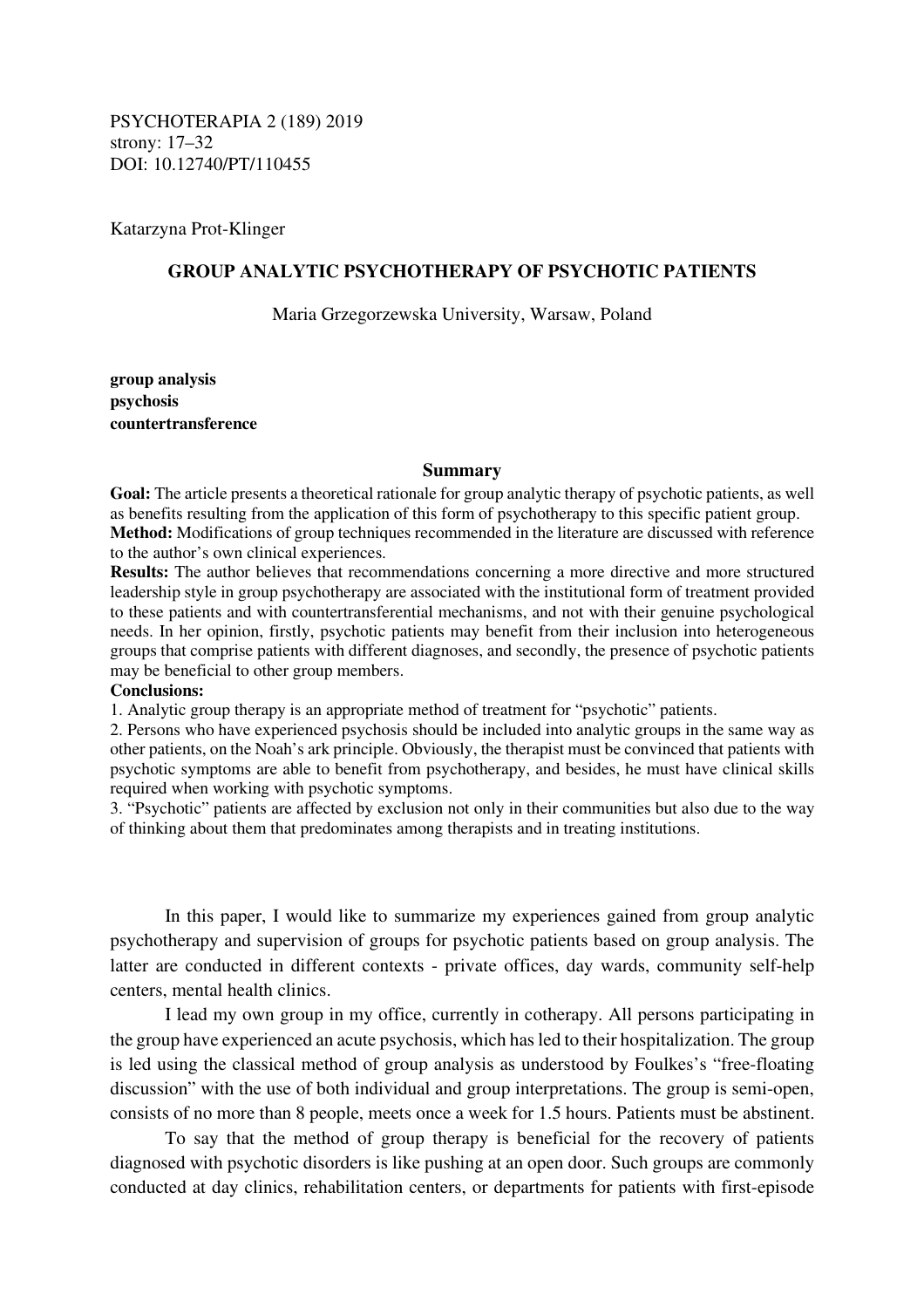PSYCHOTERAPIA 2 (189) 2019
strony: 17–32
DOI: 10.12740/PT/110455

Katarzyna Prot-Klinger

# GROUP ANALYTIC PSYCHOTHERAPY OF PSYCHOTIC PATIENTS

Maria Grzegorzewska University, Warsaw, Poland

**group analysis**
**psychosis**
**countertransference**

## Summary

**Goal:** The article presents a theoretical rationale for group analytic therapy of psychotic patients, as well as benefits resulting from the application of this form of psychotherapy to this specific patient group.

**Method:** Modifications of group techniques recommended in the literature are discussed with reference to the author's own clinical experiences.

**Results:** The author believes that recommendations concerning a more directive and more structured leadership style in group psychotherapy are associated with the institutional form of treatment provided to these patients and with countertransferential mechanisms, and not with their genuine psychological needs. In her opinion, firstly, psychotic patients may benefit from their inclusion into heterogeneous groups that comprise patients with different diagnoses, and secondly, the presence of psychotic patients may be beneficial to other group members.

**Conclusions:**

1. Analytic group therapy is an appropriate method of treatment for "psychotic" patients.
2. Persons who have experienced psychosis should be included into analytic groups in the same way as other patients, on the Noah's ark principle. Obviously, the therapist must be convinced that patients with psychotic symptoms are able to benefit from psychotherapy, and besides, he must have clinical skills required when working with psychotic symptoms.
3. "Psychotic" patients are affected by exclusion not only in their communities but also due to the way of thinking about them that predominates among therapists and in treating institutions.

In this paper, I would like to summarize my experiences gained from group analytic psychotherapy and supervision of groups for psychotic patients based on group analysis. The latter are conducted in different contexts - private offices, day wards, community self-help centers, mental health clinics.

I lead my own group in my office, currently in cotherapy. All persons participating in the group have experienced an acute psychosis, which has led to their hospitalization. The group is led using the classical method of group analysis as understood by Foulkes's "free-floating discussion" with the use of both individual and group interpretations. The group is semi-open, consists of no more than 8 people, meets once a week for 1.5 hours. Patients must be abstinent.

To say that the method of group therapy is beneficial for the recovery of patients diagnosed with psychotic disorders is like pushing at an open door. Such groups are commonly conducted at day clinics, rehabilitation centers, or departments for patients with first-episode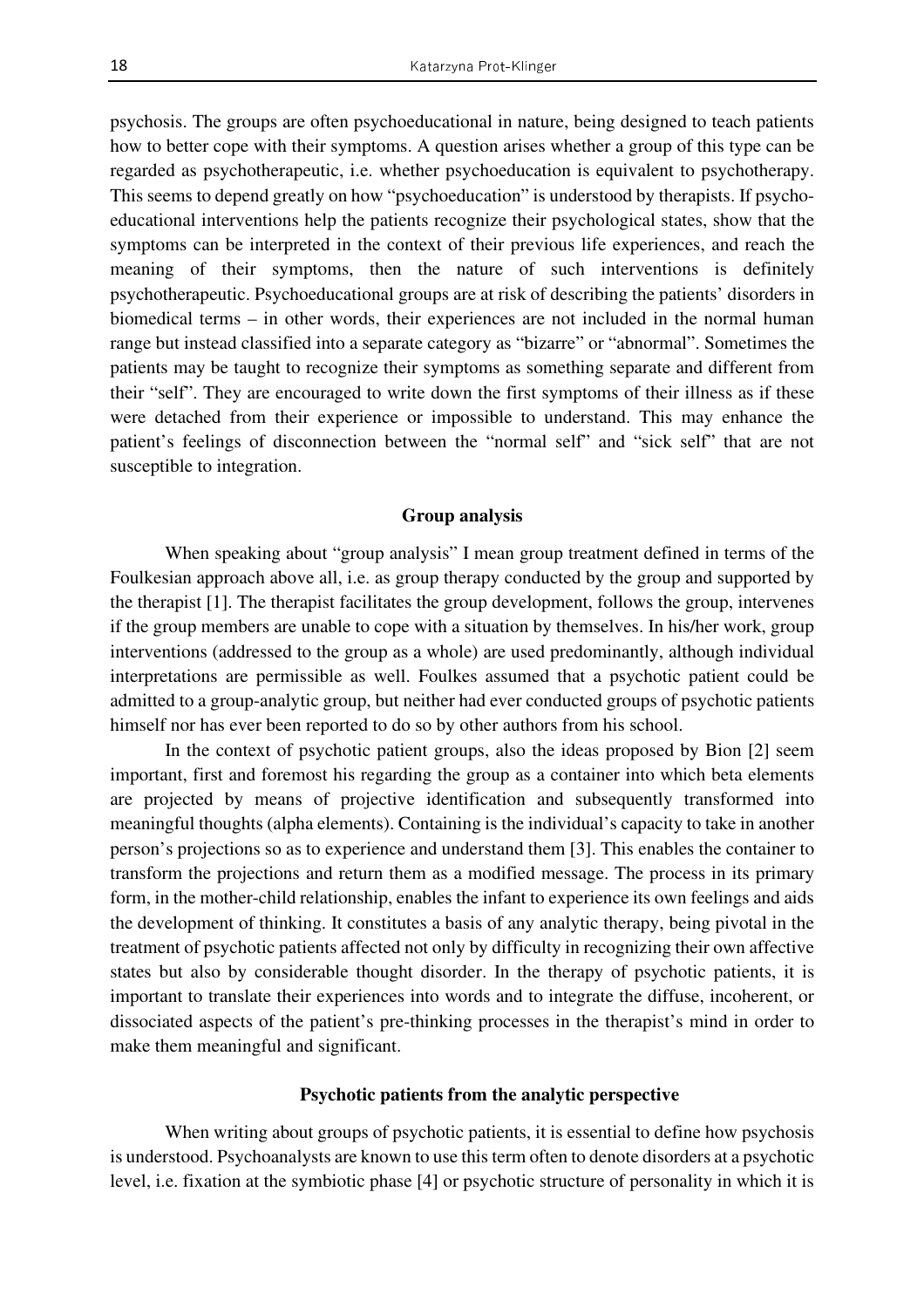psychosis. The groups are often psychoeducational in nature, being designed to teach patients how to better cope with their symptoms. A question arises whether a group of this type can be regarded as psychotherapeutic, i.e. whether psychoeducation is equivalent to psychotherapy. This seems to depend greatly on how "psychoeducation" is understood by therapists. If psychoeducational interventions help the patients recognize their psychological states, show that the symptoms can be interpreted in the context of their previous life experiences, and reach the meaning of their symptoms, then the nature of such interventions is definitely psychotherapeutic. Psychoeducational groups are at risk of describing the patients' disorders in biomedical terms – in other words, their experiences are not included in the normal human range but instead classified into a separate category as "bizarre" or "abnormal". Sometimes the patients may be taught to recognize their symptoms as something separate and different from their "self". They are encouraged to write down the first symptoms of their illness as if these were detached from their experience or impossible to understand. This may enhance the patient's feelings of disconnection between the "normal self" and "sick self" that are not susceptible to integration.

## Group analysis

When speaking about "group analysis" I mean group treatment defined in terms of the Foulkesian approach above all, i.e. as group therapy conducted by the group and supported by the therapist [1]. The therapist facilitates the group development, follows the group, intervenes if the group members are unable to cope with a situation by themselves. In his/her work, group interventions (addressed to the group as a whole) are used predominantly, although individual interpretations are permissible as well. Foulkes assumed that a psychotic patient could be admitted to a group-analytic group, but neither had ever conducted groups of psychotic patients himself nor has ever been reported to do so by other authors from his school.

In the context of psychotic patient groups, also the ideas proposed by Bion [2] seem important, first and foremost his regarding the group as a container into which beta elements are projected by means of projective identification and subsequently transformed into meaningful thoughts (alpha elements). Containing is the individual's capacity to take in another person's projections so as to experience and understand them [3]. This enables the container to transform the projections and return them as a modified message. The process in its primary form, in the mother-child relationship, enables the infant to experience its own feelings and aids the development of thinking. It constitutes a basis of any analytic therapy, being pivotal in the treatment of psychotic patients affected not only by difficulty in recognizing their own affective states but also by considerable thought disorder. In the therapy of psychotic patients, it is important to translate their experiences into words and to integrate the diffuse, incoherent, or dissociated aspects of the patient's pre-thinking processes in the therapist's mind in order to make them meaningful and significant.

## Psychotic patients from the analytic perspective

When writing about groups of psychotic patients, it is essential to define how psychosis is understood. Psychoanalysts are known to use this term often to denote disorders at a psychotic level, i.e. fixation at the symbiotic phase [4] or psychotic structure of personality in which it is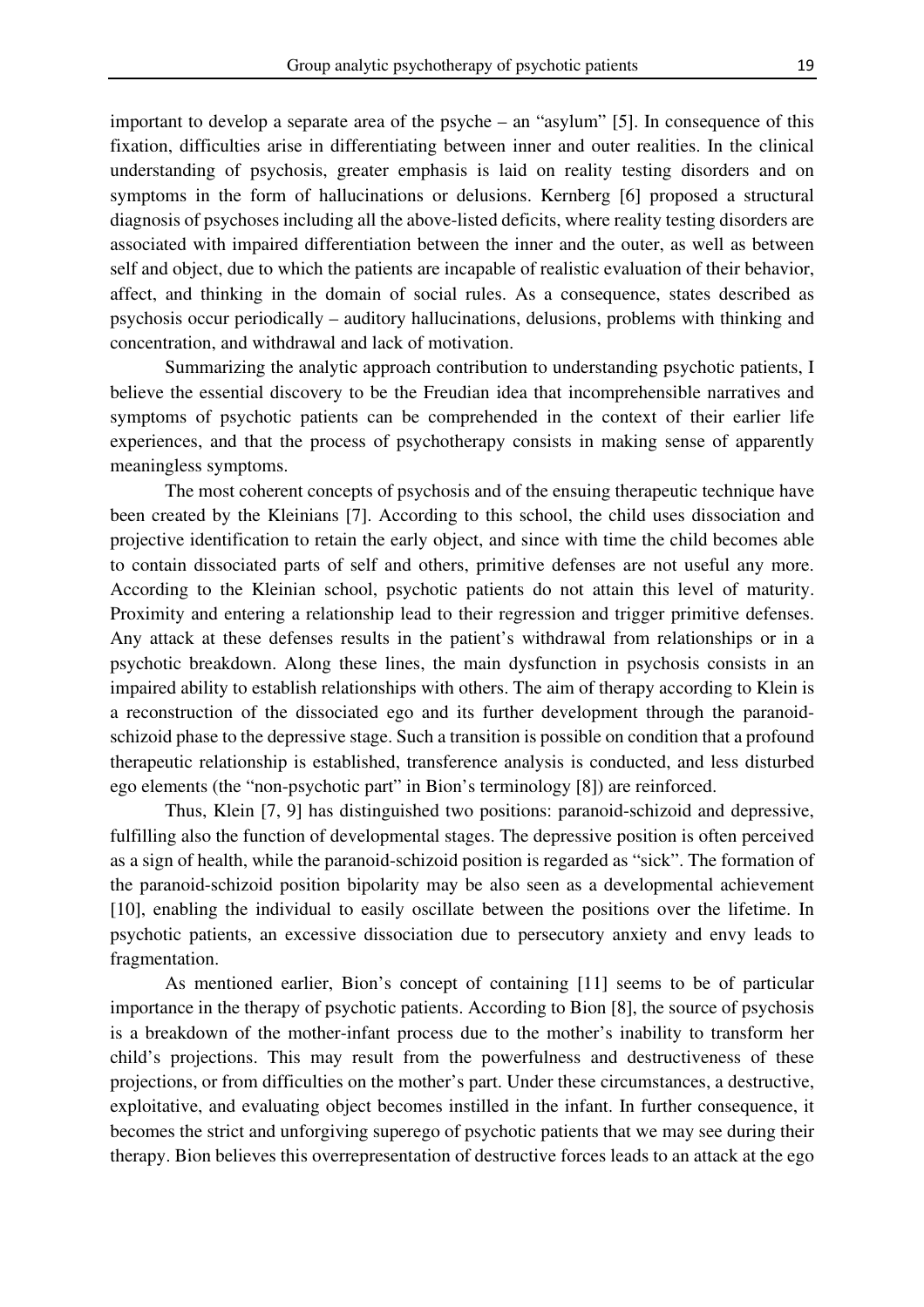important to develop a separate area of the psyche – an "asylum" [5]. In consequence of this fixation, difficulties arise in differentiating between inner and outer realities. In the clinical understanding of psychosis, greater emphasis is laid on reality testing disorders and on symptoms in the form of hallucinations or delusions. Kernberg [6] proposed a structural diagnosis of psychoses including all the above-listed deficits, where reality testing disorders are associated with impaired differentiation between the inner and the outer, as well as between self and object, due to which the patients are incapable of realistic evaluation of their behavior, affect, and thinking in the domain of social rules. As a consequence, states described as psychosis occur periodically – auditory hallucinations, delusions, problems with thinking and concentration, and withdrawal and lack of motivation.

Summarizing the analytic approach contribution to understanding psychotic patients, I believe the essential discovery to be the Freudian idea that incomprehensible narratives and symptoms of psychotic patients can be comprehended in the context of their earlier life experiences, and that the process of psychotherapy consists in making sense of apparently meaningless symptoms.

The most coherent concepts of psychosis and of the ensuing therapeutic technique have been created by the Kleinians [7]. According to this school, the child uses dissociation and projective identification to retain the early object, and since with time the child becomes able to contain dissociated parts of self and others, primitive defenses are not useful any more. According to the Kleinian school, psychotic patients do not attain this level of maturity. Proximity and entering a relationship lead to their regression and trigger primitive defenses. Any attack at these defenses results in the patient's withdrawal from relationships or in a psychotic breakdown. Along these lines, the main dysfunction in psychosis consists in an impaired ability to establish relationships with others. The aim of therapy according to Klein is a reconstruction of the dissociated ego and its further development through the paranoid-schizoid phase to the depressive stage. Such a transition is possible on condition that a profound therapeutic relationship is established, transference analysis is conducted, and less disturbed ego elements (the "non-psychotic part" in Bion's terminology [8]) are reinforced.

Thus, Klein [7, 9] has distinguished two positions: paranoid-schizoid and depressive, fulfilling also the function of developmental stages. The depressive position is often perceived as a sign of health, while the paranoid-schizoid position is regarded as "sick". The formation of the paranoid-schizoid position bipolarity may be also seen as a developmental achievement [10], enabling the individual to easily oscillate between the positions over the lifetime. In psychotic patients, an excessive dissociation due to persecutory anxiety and envy leads to fragmentation.

As mentioned earlier, Bion's concept of containing [11] seems to be of particular importance in the therapy of psychotic patients. According to Bion [8], the source of psychosis is a breakdown of the mother-infant process due to the mother's inability to transform her child's projections. This may result from the powerfulness and destructiveness of these projections, or from difficulties on the mother's part. Under these circumstances, a destructive, exploitative, and evaluating object becomes instilled in the infant. In further consequence, it becomes the strict and unforgiving superego of psychotic patients that we may see during their therapy. Bion believes this overrepresentation of destructive forces leads to an attack at the ego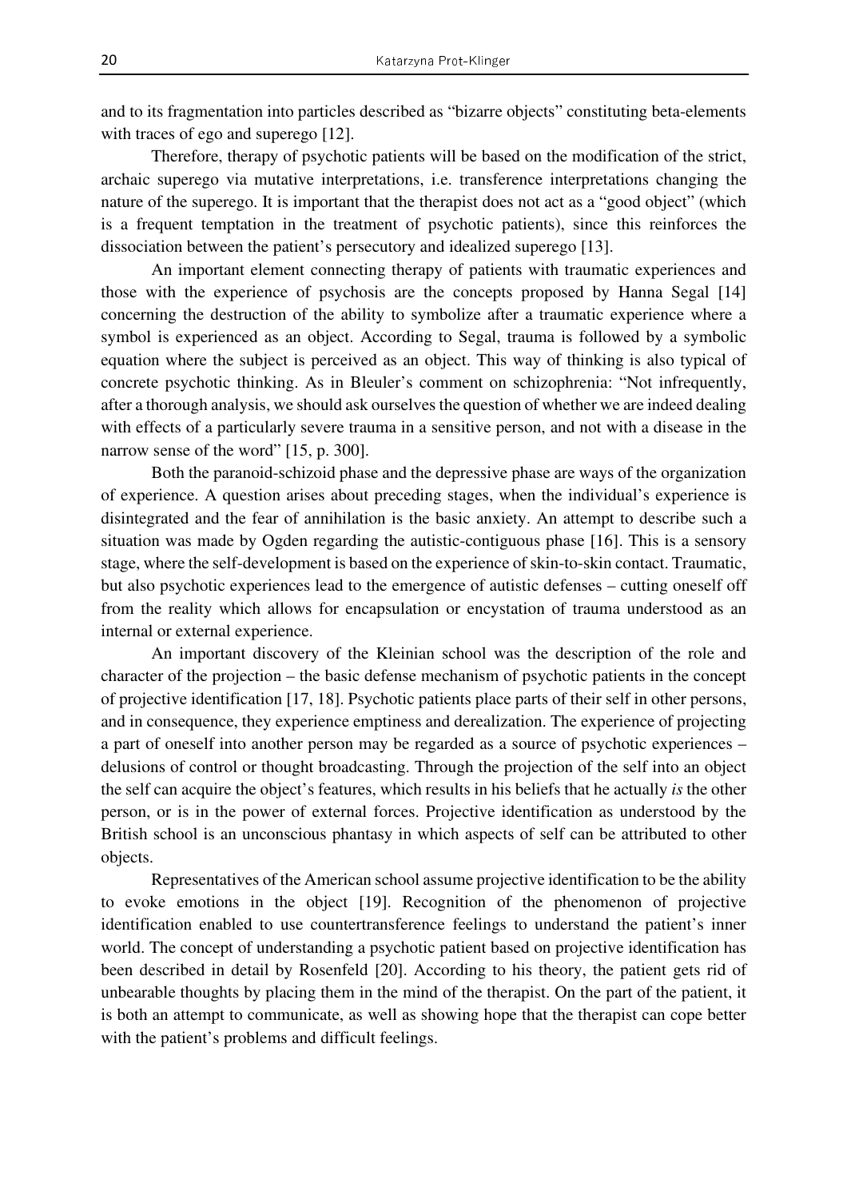and to its fragmentation into particles described as "bizarre objects" constituting beta-elements with traces of ego and superego [12].

Therefore, therapy of psychotic patients will be based on the modification of the strict, archaic superego via mutative interpretations, i.e. transference interpretations changing the nature of the superego. It is important that the therapist does not act as a "good object" (which is a frequent temptation in the treatment of psychotic patients), since this reinforces the dissociation between the patient's persecutory and idealized superego [13].

An important element connecting therapy of patients with traumatic experiences and those with the experience of psychosis are the concepts proposed by Hanna Segal [14] concerning the destruction of the ability to symbolize after a traumatic experience where a symbol is experienced as an object. According to Segal, trauma is followed by a symbolic equation where the subject is perceived as an object. This way of thinking is also typical of concrete psychotic thinking. As in Bleuler's comment on schizophrenia: "Not infrequently, after a thorough analysis, we should ask ourselves the question of whether we are indeed dealing with effects of a particularly severe trauma in a sensitive person, and not with a disease in the narrow sense of the word" [15, p. 300].

Both the paranoid-schizoid phase and the depressive phase are ways of the organization of experience. A question arises about preceding stages, when the individual's experience is disintegrated and the fear of annihilation is the basic anxiety. An attempt to describe such a situation was made by Ogden regarding the autistic-contiguous phase [16]. This is a sensory stage, where the self-development is based on the experience of skin-to-skin contact. Traumatic, but also psychotic experiences lead to the emergence of autistic defenses – cutting oneself off from the reality which allows for encapsulation or encystation of trauma understood as an internal or external experience.

An important discovery of the Kleinian school was the description of the role and character of the projection – the basic defense mechanism of psychotic patients in the concept of projective identification [17, 18]. Psychotic patients place parts of their self in other persons, and in consequence, they experience emptiness and derealization. The experience of projecting a part of oneself into another person may be regarded as a source of psychotic experiences – delusions of control or thought broadcasting. Through the projection of the self into an object the self can acquire the object's features, which results in his beliefs that he actually *is* the other person, or is in the power of external forces. Projective identification as understood by the British school is an unconscious phantasy in which aspects of self can be attributed to other objects.

Representatives of the American school assume projective identification to be the ability to evoke emotions in the object [19]. Recognition of the phenomenon of projective identification enabled to use countertransference feelings to understand the patient's inner world. The concept of understanding a psychotic patient based on projective identification has been described in detail by Rosenfeld [20]. According to his theory, the patient gets rid of unbearable thoughts by placing them in the mind of the therapist. On the part of the patient, it is both an attempt to communicate, as well as showing hope that the therapist can cope better with the patient's problems and difficult feelings.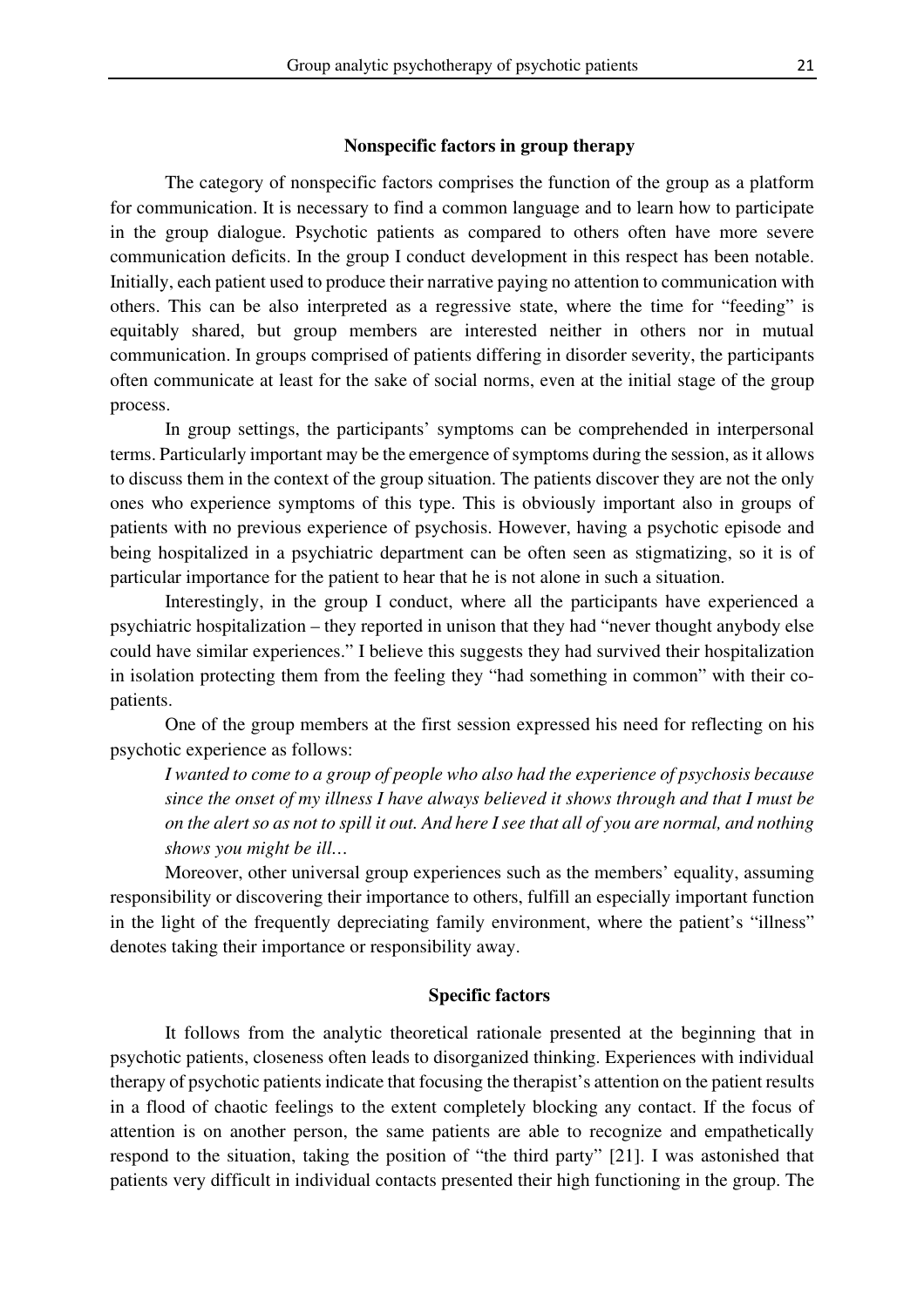## Nonspecific factors in group therapy

The category of nonspecific factors comprises the function of the group as a platform for communication. It is necessary to find a common language and to learn how to participate in the group dialogue. Psychotic patients as compared to others often have more severe communication deficits. In the group I conduct development in this respect has been notable. Initially, each patient used to produce their narrative paying no attention to communication with others. This can be also interpreted as a regressive state, where the time for "feeding" is equitably shared, but group members are interested neither in others nor in mutual communication. In groups comprised of patients differing in disorder severity, the participants often communicate at least for the sake of social norms, even at the initial stage of the group process.

In group settings, the participants' symptoms can be comprehended in interpersonal terms. Particularly important may be the emergence of symptoms during the session, as it allows to discuss them in the context of the group situation. The patients discover they are not the only ones who experience symptoms of this type. This is obviously important also in groups of patients with no previous experience of psychosis. However, having a psychotic episode and being hospitalized in a psychiatric department can be often seen as stigmatizing, so it is of particular importance for the patient to hear that he is not alone in such a situation.

Interestingly, in the group I conduct, where all the participants have experienced a psychiatric hospitalization – they reported in unison that they had "never thought anybody else could have similar experiences." I believe this suggests they had survived their hospitalization in isolation protecting them from the feeling they "had something in common" with their co-patients.

One of the group members at the first session expressed his need for reflecting on his psychotic experience as follows:

*I wanted to come to a group of people who also had the experience of psychosis because since the onset of my illness I have always believed it shows through and that I must be on the alert so as not to spill it out. And here I see that all of you are normal, and nothing shows you might be ill…*

Moreover, other universal group experiences such as the members' equality, assuming responsibility or discovering their importance to others, fulfill an especially important function in the light of the frequently depreciating family environment, where the patient's "illness" denotes taking their importance or responsibility away.

## Specific factors

It follows from the analytic theoretical rationale presented at the beginning that in psychotic patients, closeness often leads to disorganized thinking. Experiences with individual therapy of psychotic patients indicate that focusing the therapist's attention on the patient results in a flood of chaotic feelings to the extent completely blocking any contact. If the focus of attention is on another person, the same patients are able to recognize and empathetically respond to the situation, taking the position of "the third party" [21]. I was astonished that patients very difficult in individual contacts presented their high functioning in the group. The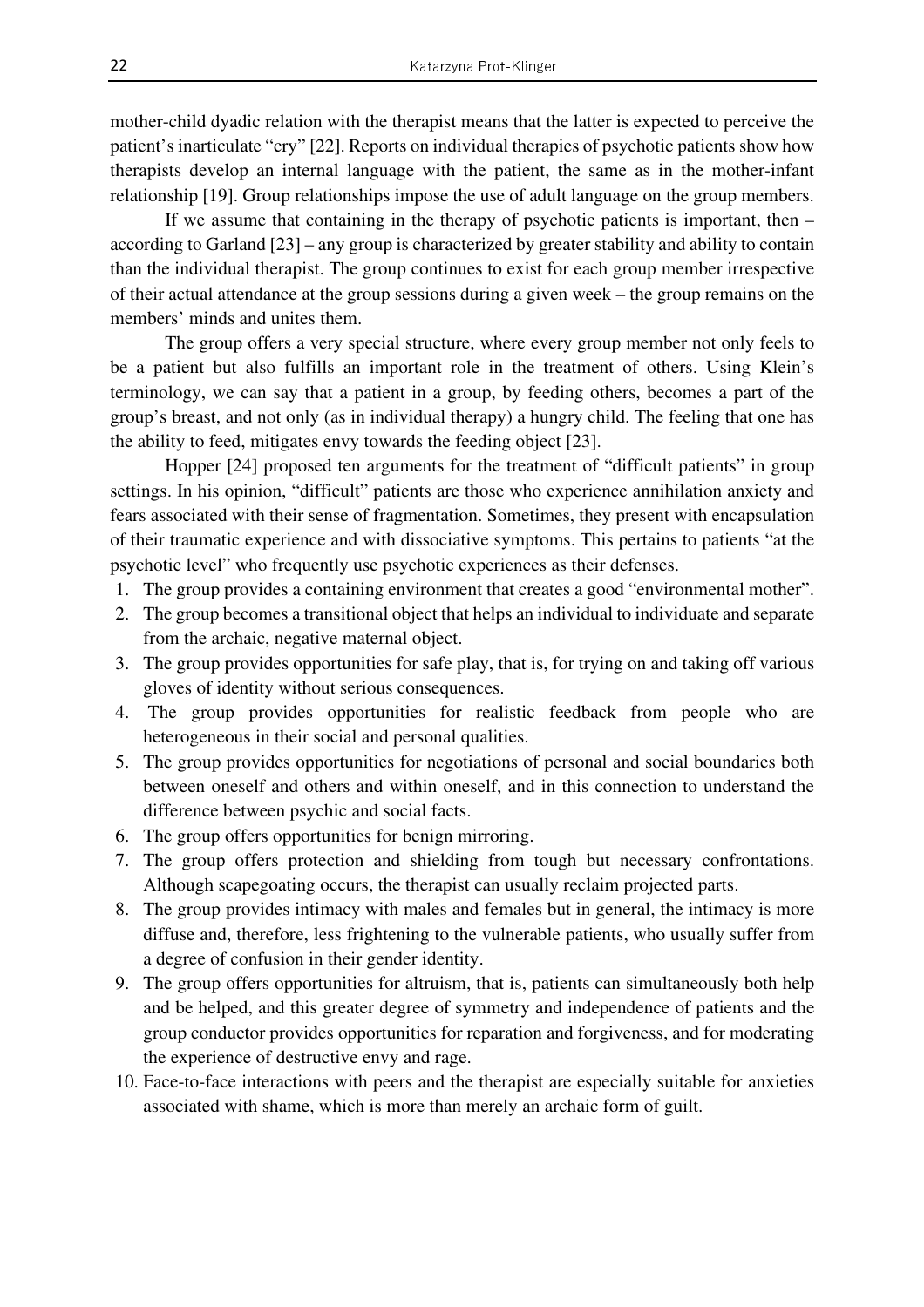mother-child dyadic relation with the therapist means that the latter is expected to perceive the patient's inarticulate "cry" [22]. Reports on individual therapies of psychotic patients show how therapists develop an internal language with the patient, the same as in the mother-infant relationship [19]. Group relationships impose the use of adult language on the group members.

If we assume that containing in the therapy of psychotic patients is important, then – according to Garland [23] – any group is characterized by greater stability and ability to contain than the individual therapist. The group continues to exist for each group member irrespective of their actual attendance at the group sessions during a given week – the group remains on the members' minds and unites them.

The group offers a very special structure, where every group member not only feels to be a patient but also fulfills an important role in the treatment of others. Using Klein's terminology, we can say that a patient in a group, by feeding others, becomes a part of the group's breast, and not only (as in individual therapy) a hungry child. The feeling that one has the ability to feed, mitigates envy towards the feeding object [23].

Hopper [24] proposed ten arguments for the treatment of "difficult patients" in group settings. In his opinion, "difficult" patients are those who experience annihilation anxiety and fears associated with their sense of fragmentation. Sometimes, they present with encapsulation of their traumatic experience and with dissociative symptoms. This pertains to patients "at the psychotic level" who frequently use psychotic experiences as their defenses.

1. The group provides a containing environment that creates a good "environmental mother".
2. The group becomes a transitional object that helps an individual to individuate and separate from the archaic, negative maternal object.
3. The group provides opportunities for safe play, that is, for trying on and taking off various gloves of identity without serious consequences.
4. The group provides opportunities for realistic feedback from people who are heterogeneous in their social and personal qualities.
5. The group provides opportunities for negotiations of personal and social boundaries both between oneself and others and within oneself, and in this connection to understand the difference between psychic and social facts.
6. The group offers opportunities for benign mirroring.
7. The group offers protection and shielding from tough but necessary confrontations. Although scapegoating occurs, the therapist can usually reclaim projected parts.
8. The group provides intimacy with males and females but in general, the intimacy is more diffuse and, therefore, less frightening to the vulnerable patients, who usually suffer from a degree of confusion in their gender identity.
9. The group offers opportunities for altruism, that is, patients can simultaneously both help and be helped, and this greater degree of symmetry and independence of patients and the group conductor provides opportunities for reparation and forgiveness, and for moderating the experience of destructive envy and rage.
10. Face-to-face interactions with peers and the therapist are especially suitable for anxieties associated with shame, which is more than merely an archaic form of guilt.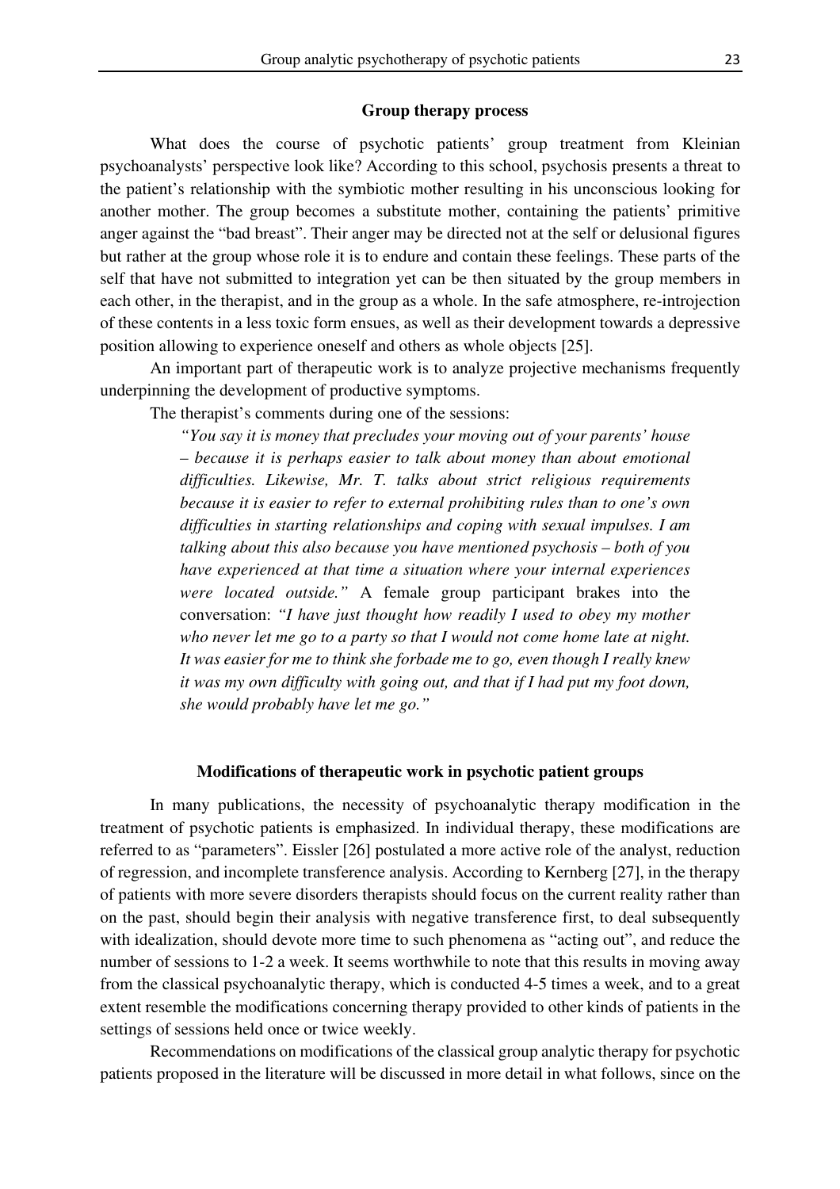## Group therapy process

What does the course of psychotic patients' group treatment from Kleinian psychoanalysts' perspective look like? According to this school, psychosis presents a threat to the patient's relationship with the symbiotic mother resulting in his unconscious looking for another mother. The group becomes a substitute mother, containing the patients' primitive anger against the "bad breast". Their anger may be directed not at the self or delusional figures but rather at the group whose role it is to endure and contain these feelings. These parts of the self that have not submitted to integration yet can be then situated by the group members in each other, in the therapist, and in the group as a whole. In the safe atmosphere, re-introjection of these contents in a less toxic form ensues, as well as their development towards a depressive position allowing to experience oneself and others as whole objects [25].

An important part of therapeutic work is to analyze projective mechanisms frequently underpinning the development of productive symptoms.

The therapist's comments during one of the sessions:

> *"You say it is money that precludes your moving out of your parents' house – because it is perhaps easier to talk about money than about emotional difficulties. Likewise, Mr. T. talks about strict religious requirements because it is easier to refer to external prohibiting rules than to one's own difficulties in starting relationships and coping with sexual impulses. I am talking about this also because you have mentioned psychosis – both of you have experienced at that time a situation where your internal experiences were located outside."* A female group participant brakes into the conversation: *"I have just thought how readily I used to obey my mother who never let me go to a party so that I would not come home late at night. It was easier for me to think she forbade me to go, even though I really knew it was my own difficulty with going out, and that if I had put my foot down, she would probably have let me go."*

## Modifications of therapeutic work in psychotic patient groups

In many publications, the necessity of psychoanalytic therapy modification in the treatment of psychotic patients is emphasized. In individual therapy, these modifications are referred to as "parameters". Eissler [26] postulated a more active role of the analyst, reduction of regression, and incomplete transference analysis. According to Kernberg [27], in the therapy of patients with more severe disorders therapists should focus on the current reality rather than on the past, should begin their analysis with negative transference first, to deal subsequently with idealization, should devote more time to such phenomena as "acting out", and reduce the number of sessions to 1-2 a week. It seems worthwhile to note that this results in moving away from the classical psychoanalytic therapy, which is conducted 4-5 times a week, and to a great extent resemble the modifications concerning therapy provided to other kinds of patients in the settings of sessions held once or twice weekly.

Recommendations on modifications of the classical group analytic therapy for psychotic patients proposed in the literature will be discussed in more detail in what follows, since on the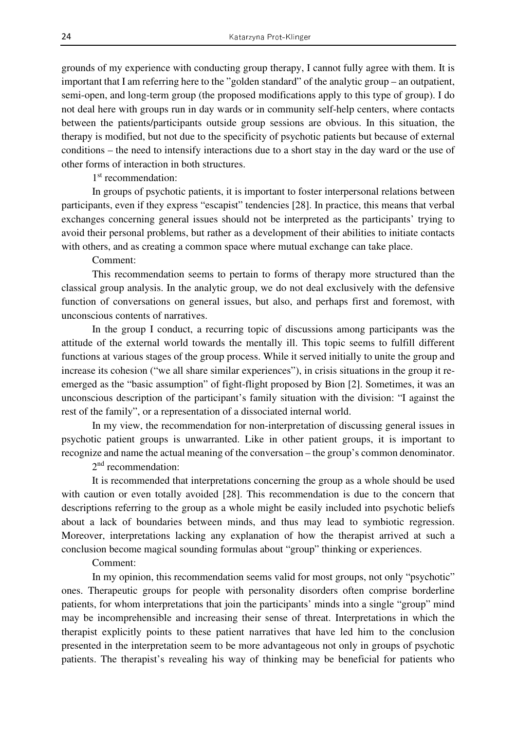grounds of my experience with conducting group therapy, I cannot fully agree with them. It is important that I am referring here to the "golden standard" of the analytic group – an outpatient, semi-open, and long-term group (the proposed modifications apply to this type of group). I do not deal here with groups run in day wards or in community self-help centers, where contacts between the patients/participants outside group sessions are obvious. In this situation, the therapy is modified, but not due to the specificity of psychotic patients but because of external conditions – the need to intensify interactions due to a short stay in the day ward or the use of other forms of interaction in both structures.

1st recommendation:

In groups of psychotic patients, it is important to foster interpersonal relations between participants, even if they express "escapist" tendencies [28]. In practice, this means that verbal exchanges concerning general issues should not be interpreted as the participants' trying to avoid their personal problems, but rather as a development of their abilities to initiate contacts with others, and as creating a common space where mutual exchange can take place.

Comment:

This recommendation seems to pertain to forms of therapy more structured than the classical group analysis. In the analytic group, we do not deal exclusively with the defensive function of conversations on general issues, but also, and perhaps first and foremost, with unconscious contents of narratives.

In the group I conduct, a recurring topic of discussions among participants was the attitude of the external world towards the mentally ill. This topic seems to fulfill different functions at various stages of the group process. While it served initially to unite the group and increase its cohesion ("we all share similar experiences"), in crisis situations in the group it re-emerged as the "basic assumption" of fight-flight proposed by Bion [2]. Sometimes, it was an unconscious description of the participant's family situation with the division: "I against the rest of the family", or a representation of a dissociated internal world.

In my view, the recommendation for non-interpretation of discussing general issues in psychotic patient groups is unwarranted. Like in other patient groups, it is important to recognize and name the actual meaning of the conversation – the group's common denominator.

2nd recommendation:

It is recommended that interpretations concerning the group as a whole should be used with caution or even totally avoided [28]. This recommendation is due to the concern that descriptions referring to the group as a whole might be easily included into psychotic beliefs about a lack of boundaries between minds, and thus may lead to symbiotic regression. Moreover, interpretations lacking any explanation of how the therapist arrived at such a conclusion become magical sounding formulas about "group" thinking or experiences.

Comment:

In my opinion, this recommendation seems valid for most groups, not only "psychotic" ones. Therapeutic groups for people with personality disorders often comprise borderline patients, for whom interpretations that join the participants' minds into a single "group" mind may be incomprehensible and increasing their sense of threat. Interpretations in which the therapist explicitly points to these patient narratives that have led him to the conclusion presented in the interpretation seem to be more advantageous not only in groups of psychotic patients. The therapist's revealing his way of thinking may be beneficial for patients who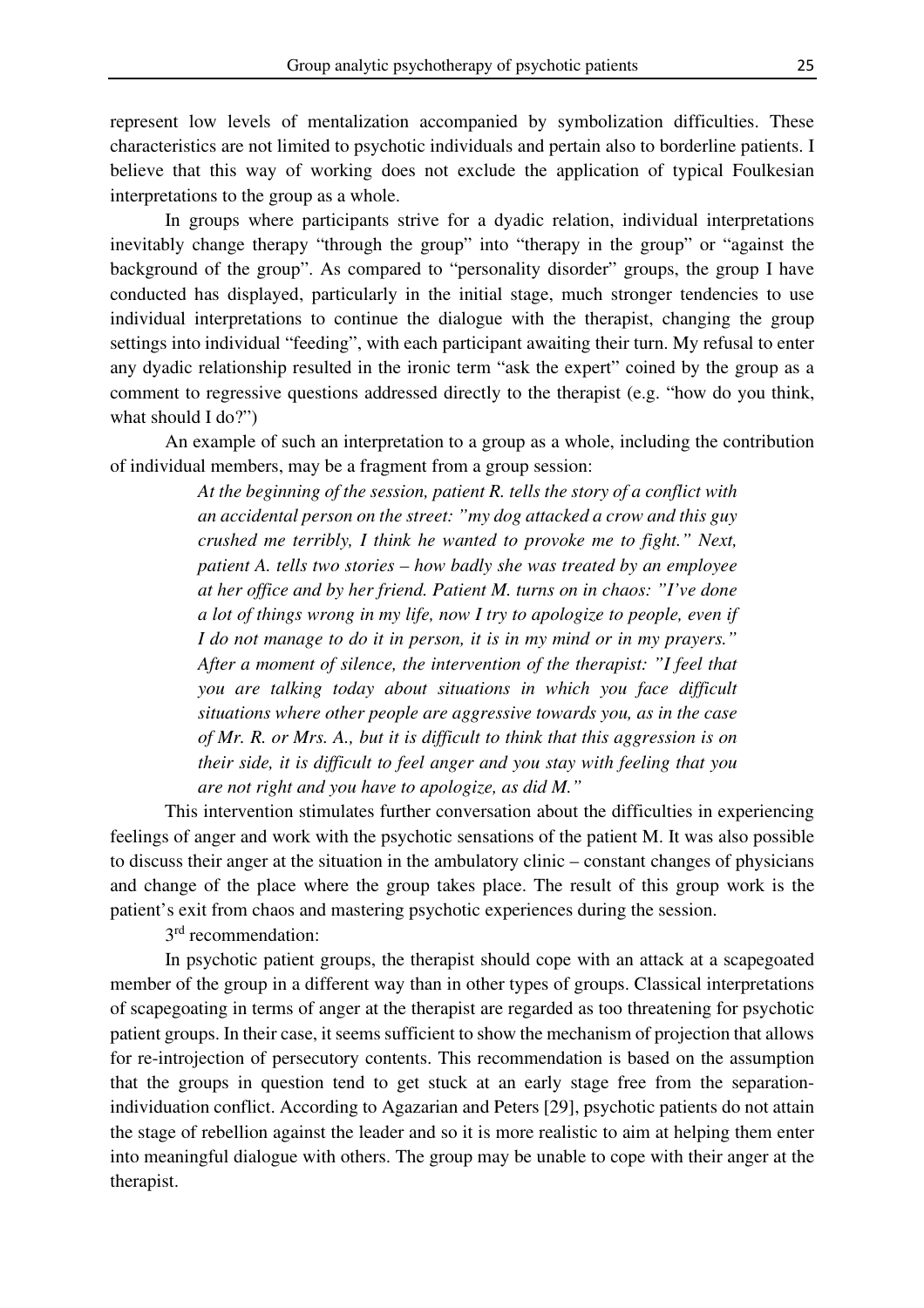represent low levels of mentalization accompanied by symbolization difficulties. These characteristics are not limited to psychotic individuals and pertain also to borderline patients. I believe that this way of working does not exclude the application of typical Foulkesian interpretations to the group as a whole.

In groups where participants strive for a dyadic relation, individual interpretations inevitably change therapy "through the group" into "therapy in the group" or "against the background of the group". As compared to "personality disorder" groups, the group I have conducted has displayed, particularly in the initial stage, much stronger tendencies to use individual interpretations to continue the dialogue with the therapist, changing the group settings into individual "feeding", with each participant awaiting their turn. My refusal to enter any dyadic relationship resulted in the ironic term "ask the expert" coined by the group as a comment to regressive questions addressed directly to the therapist (e.g. "how do you think, what should I do?")

An example of such an interpretation to a group as a whole, including the contribution of individual members, may be a fragment from a group session:

> *At the beginning of the session, patient R. tells the story of a conflict with an accidental person on the street: "my dog attacked a crow and this guy crushed me terribly, I think he wanted to provoke me to fight." Next, patient A. tells two stories – how badly she was treated by an employee at her office and by her friend. Patient M. turns on in chaos: "I've done a lot of things wrong in my life, now I try to apologize to people, even if I do not manage to do it in person, it is in my mind or in my prayers." After a moment of silence, the intervention of the therapist: "I feel that you are talking today about situations in which you face difficult situations where other people are aggressive towards you, as in the case of Mr. R. or Mrs. A., but it is difficult to think that this aggression is on their side, it is difficult to feel anger and you stay with feeling that you are not right and you have to apologize, as did M."*

This intervention stimulates further conversation about the difficulties in experiencing feelings of anger and work with the psychotic sensations of the patient M. It was also possible to discuss their anger at the situation in the ambulatory clinic – constant changes of physicians and change of the place where the group takes place. The result of this group work is the patient's exit from chaos and mastering psychotic experiences during the session.

3rd recommendation:

In psychotic patient groups, the therapist should cope with an attack at a scapegoated member of the group in a different way than in other types of groups. Classical interpretations of scapegoating in terms of anger at the therapist are regarded as too threatening for psychotic patient groups. In their case, it seems sufficient to show the mechanism of projection that allows for re-introjection of persecutory contents. This recommendation is based on the assumption that the groups in question tend to get stuck at an early stage free from the separation-individuation conflict. According to Agazarian and Peters [29], psychotic patients do not attain the stage of rebellion against the leader and so it is more realistic to aim at helping them enter into meaningful dialogue with others. The group may be unable to cope with their anger at the therapist.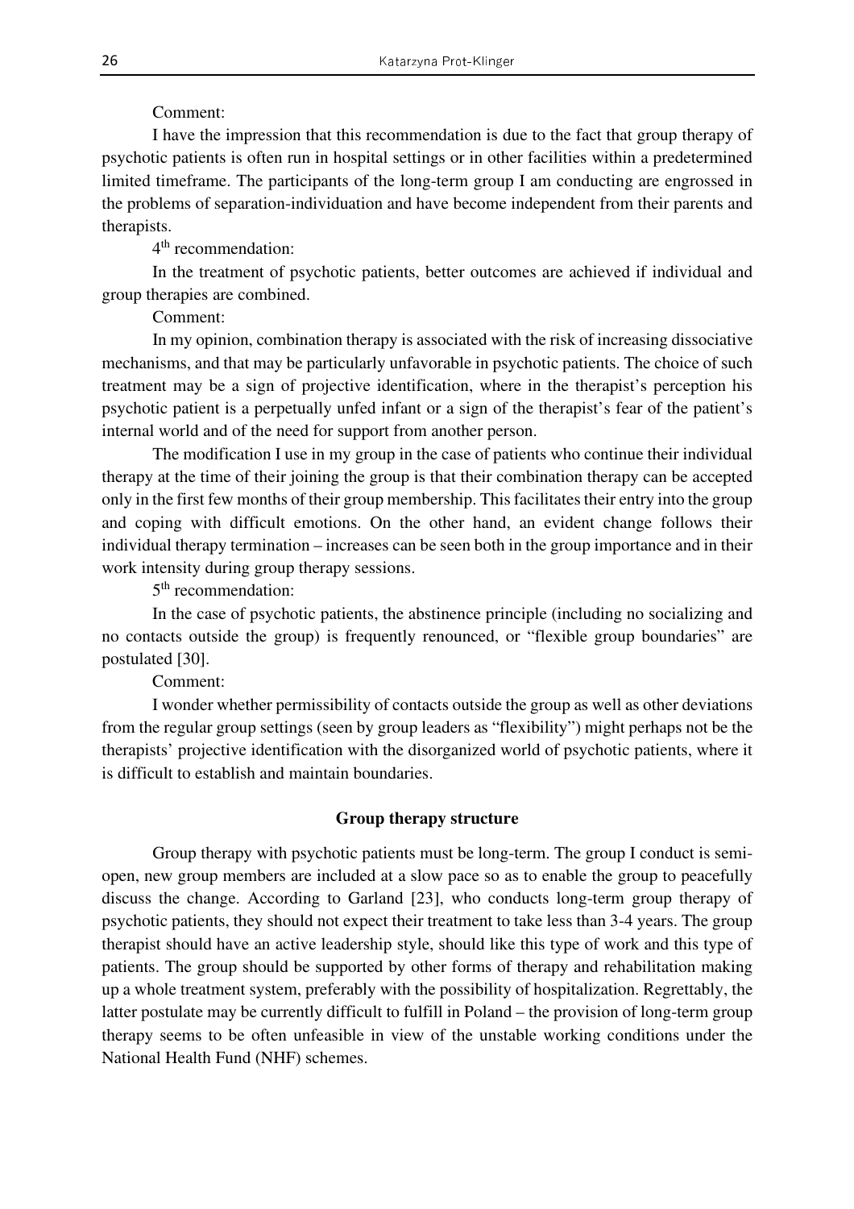Comment:

I have the impression that this recommendation is due to the fact that group therapy of psychotic patients is often run in hospital settings or in other facilities within a predetermined limited timeframe. The participants of the long-term group I am conducting are engrossed in the problems of separation-individuation and have become independent from their parents and therapists.

4th recommendation:

In the treatment of psychotic patients, better outcomes are achieved if individual and group therapies are combined.

Comment:

In my opinion, combination therapy is associated with the risk of increasing dissociative mechanisms, and that may be particularly unfavorable in psychotic patients. The choice of such treatment may be a sign of projective identification, where in the therapist's perception his psychotic patient is a perpetually unfed infant or a sign of the therapist's fear of the patient's internal world and of the need for support from another person.

The modification I use in my group in the case of patients who continue their individual therapy at the time of their joining the group is that their combination therapy can be accepted only in the first few months of their group membership. This facilitates their entry into the group and coping with difficult emotions. On the other hand, an evident change follows their individual therapy termination – increases can be seen both in the group importance and in their work intensity during group therapy sessions.

5th recommendation:

In the case of psychotic patients, the abstinence principle (including no socializing and no contacts outside the group) is frequently renounced, or "flexible group boundaries" are postulated [30].

Comment:

I wonder whether permissibility of contacts outside the group as well as other deviations from the regular group settings (seen by group leaders as "flexibility") might perhaps not be the therapists' projective identification with the disorganized world of psychotic patients, where it is difficult to establish and maintain boundaries.

## Group therapy structure

Group therapy with psychotic patients must be long-term. The group I conduct is semi-open, new group members are included at a slow pace so as to enable the group to peacefully discuss the change. According to Garland [23], who conducts long-term group therapy of psychotic patients, they should not expect their treatment to take less than 3-4 years. The group therapist should have an active leadership style, should like this type of work and this type of patients. The group should be supported by other forms of therapy and rehabilitation making up a whole treatment system, preferably with the possibility of hospitalization. Regrettably, the latter postulate may be currently difficult to fulfill in Poland – the provision of long-term group therapy seems to be often unfeasible in view of the unstable working conditions under the National Health Fund (NHF) schemes.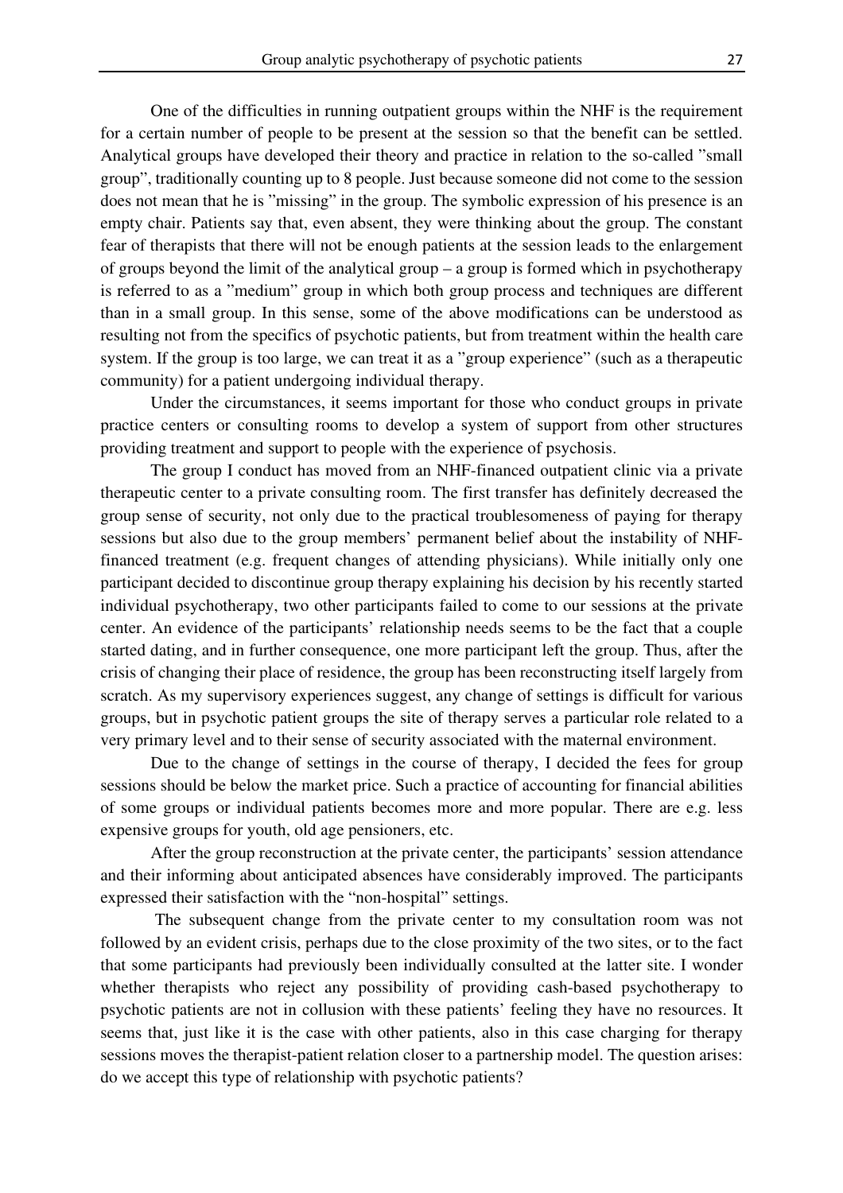One of the difficulties in running outpatient groups within the NHF is the requirement for a certain number of people to be present at the session so that the benefit can be settled. Analytical groups have developed their theory and practice in relation to the so-called ”small group”, traditionally counting up to 8 people. Just because someone did not come to the session does not mean that he is ”missing” in the group. The symbolic expression of his presence is an empty chair. Patients say that, even absent, they were thinking about the group. The constant fear of therapists that there will not be enough patients at the session leads to the enlargement of groups beyond the limit of the analytical group – a group is formed which in psychotherapy is referred to as a ”medium” group in which both group process and techniques are different than in a small group. In this sense, some of the above modifications can be understood as resulting not from the specifics of psychotic patients, but from treatment within the health care system. If the group is too large, we can treat it as a ”group experience” (such as a therapeutic community) for a patient undergoing individual therapy.

Under the circumstances, it seems important for those who conduct groups in private practice centers or consulting rooms to develop a system of support from other structures providing treatment and support to people with the experience of psychosis.

The group I conduct has moved from an NHF-financed outpatient clinic via a private therapeutic center to a private consulting room. The first transfer has definitely decreased the group sense of security, not only due to the practical troublesomeness of paying for therapy sessions but also due to the group members' permanent belief about the instability of NHF-financed treatment (e.g. frequent changes of attending physicians). While initially only one participant decided to discontinue group therapy explaining his decision by his recently started individual psychotherapy, two other participants failed to come to our sessions at the private center. An evidence of the participants' relationship needs seems to be the fact that a couple started dating, and in further consequence, one more participant left the group. Thus, after the crisis of changing their place of residence, the group has been reconstructing itself largely from scratch. As my supervisory experiences suggest, any change of settings is difficult for various groups, but in psychotic patient groups the site of therapy serves a particular role related to a very primary level and to their sense of security associated with the maternal environment.

Due to the change of settings in the course of therapy, I decided the fees for group sessions should be below the market price. Such a practice of accounting for financial abilities of some groups or individual patients becomes more and more popular. There are e.g. less expensive groups for youth, old age pensioners, etc.

After the group reconstruction at the private center, the participants' session attendance and their informing about anticipated absences have considerably improved. The participants expressed their satisfaction with the “non-hospital” settings.

The subsequent change from the private center to my consultation room was not followed by an evident crisis, perhaps due to the close proximity of the two sites, or to the fact that some participants had previously been individually consulted at the latter site. I wonder whether therapists who reject any possibility of providing cash-based psychotherapy to psychotic patients are not in collusion with these patients' feeling they have no resources. It seems that, just like it is the case with other patients, also in this case charging for therapy sessions moves the therapist-patient relation closer to a partnership model. The question arises: do we accept this type of relationship with psychotic patients?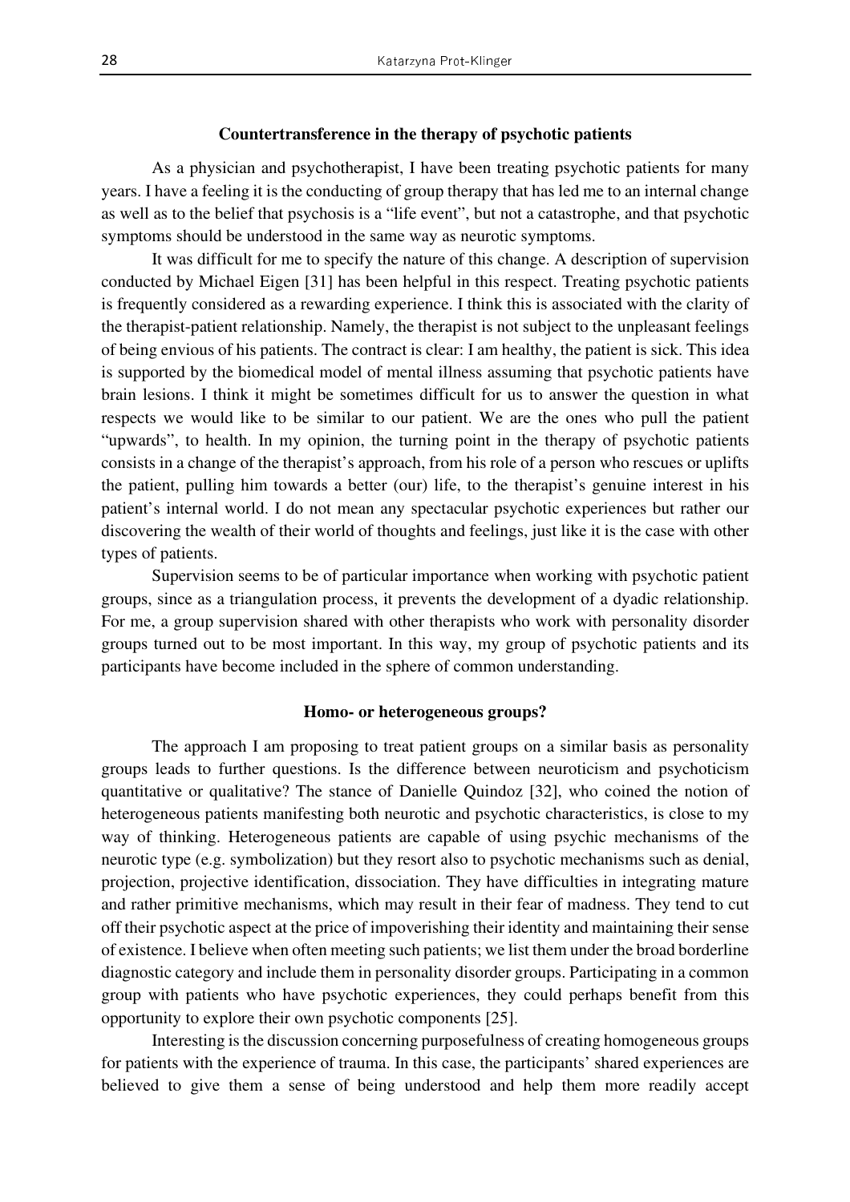### Countertransference in the therapy of psychotic patients

As a physician and psychotherapist, I have been treating psychotic patients for many years. I have a feeling it is the conducting of group therapy that has led me to an internal change as well as to the belief that psychosis is a "life event", but not a catastrophe, and that psychotic symptoms should be understood in the same way as neurotic symptoms.

It was difficult for me to specify the nature of this change. A description of supervision conducted by Michael Eigen [31] has been helpful in this respect. Treating psychotic patients is frequently considered as a rewarding experience. I think this is associated with the clarity of the therapist-patient relationship. Namely, the therapist is not subject to the unpleasant feelings of being envious of his patients. The contract is clear: I am healthy, the patient is sick. This idea is supported by the biomedical model of mental illness assuming that psychotic patients have brain lesions. I think it might be sometimes difficult for us to answer the question in what respects we would like to be similar to our patient. We are the ones who pull the patient "upwards", to health. In my opinion, the turning point in the therapy of psychotic patients consists in a change of the therapist's approach, from his role of a person who rescues or uplifts the patient, pulling him towards a better (our) life, to the therapist's genuine interest in his patient's internal world. I do not mean any spectacular psychotic experiences but rather our discovering the wealth of their world of thoughts and feelings, just like it is the case with other types of patients.

Supervision seems to be of particular importance when working with psychotic patient groups, since as a triangulation process, it prevents the development of a dyadic relationship. For me, a group supervision shared with other therapists who work with personality disorder groups turned out to be most important. In this way, my group of psychotic patients and its participants have become included in the sphere of common understanding.

### Homo- or heterogeneous groups?

The approach I am proposing to treat patient groups on a similar basis as personality groups leads to further questions. Is the difference between neuroticism and psychoticism quantitative or qualitative? The stance of Danielle Quindoz [32], who coined the notion of heterogeneous patients manifesting both neurotic and psychotic characteristics, is close to my way of thinking. Heterogeneous patients are capable of using psychic mechanisms of the neurotic type (e.g. symbolization) but they resort also to psychotic mechanisms such as denial, projection, projective identification, dissociation. They have difficulties in integrating mature and rather primitive mechanisms, which may result in their fear of madness. They tend to cut off their psychotic aspect at the price of impoverishing their identity and maintaining their sense of existence. I believe when often meeting such patients; we list them under the broad borderline diagnostic category and include them in personality disorder groups. Participating in a common group with patients who have psychotic experiences, they could perhaps benefit from this opportunity to explore their own psychotic components [25].

Interesting is the discussion concerning purposefulness of creating homogeneous groups for patients with the experience of trauma. In this case, the participants' shared experiences are believed to give them a sense of being understood and help them more readily accept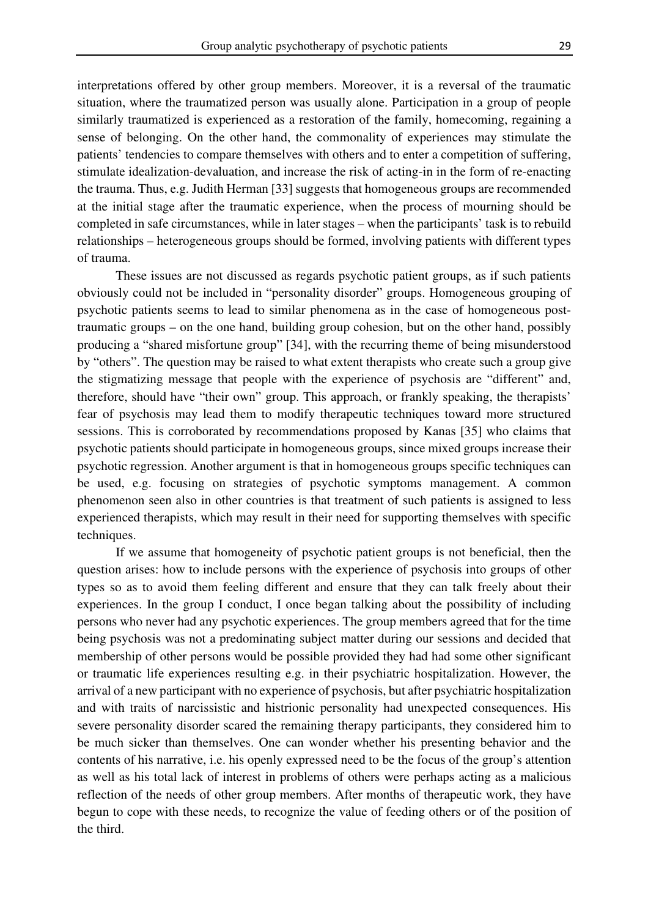interpretations offered by other group members. Moreover, it is a reversal of the traumatic situation, where the traumatized person was usually alone. Participation in a group of people similarly traumatized is experienced as a restoration of the family, homecoming, regaining a sense of belonging. On the other hand, the commonality of experiences may stimulate the patients' tendencies to compare themselves with others and to enter a competition of suffering, stimulate idealization-devaluation, and increase the risk of acting-in in the form of re-enacting the trauma. Thus, e.g. Judith Herman [33] suggests that homogeneous groups are recommended at the initial stage after the traumatic experience, when the process of mourning should be completed in safe circumstances, while in later stages – when the participants' task is to rebuild relationships – heterogeneous groups should be formed, involving patients with different types of trauma.

These issues are not discussed as regards psychotic patient groups, as if such patients obviously could not be included in "personality disorder" groups. Homogeneous grouping of psychotic patients seems to lead to similar phenomena as in the case of homogeneous post-traumatic groups – on the one hand, building group cohesion, but on the other hand, possibly producing a "shared misfortune group" [34], with the recurring theme of being misunderstood by "others". The question may be raised to what extent therapists who create such a group give the stigmatizing message that people with the experience of psychosis are "different" and, therefore, should have "their own" group. This approach, or frankly speaking, the therapists' fear of psychosis may lead them to modify therapeutic techniques toward more structured sessions. This is corroborated by recommendations proposed by Kanas [35] who claims that psychotic patients should participate in homogeneous groups, since mixed groups increase their psychotic regression. Another argument is that in homogeneous groups specific techniques can be used, e.g. focusing on strategies of psychotic symptoms management. A common phenomenon seen also in other countries is that treatment of such patients is assigned to less experienced therapists, which may result in their need for supporting themselves with specific techniques.

If we assume that homogeneity of psychotic patient groups is not beneficial, then the question arises: how to include persons with the experience of psychosis into groups of other types so as to avoid them feeling different and ensure that they can talk freely about their experiences. In the group I conduct, I once began talking about the possibility of including persons who never had any psychotic experiences. The group members agreed that for the time being psychosis was not a predominating subject matter during our sessions and decided that membership of other persons would be possible provided they had had some other significant or traumatic life experiences resulting e.g. in their psychiatric hospitalization. However, the arrival of a new participant with no experience of psychosis, but after psychiatric hospitalization and with traits of narcissistic and histrionic personality had unexpected consequences. His severe personality disorder scared the remaining therapy participants, they considered him to be much sicker than themselves. One can wonder whether his presenting behavior and the contents of his narrative, i.e. his openly expressed need to be the focus of the group's attention as well as his total lack of interest in problems of others were perhaps acting as a malicious reflection of the needs of other group members. After months of therapeutic work, they have begun to cope with these needs, to recognize the value of feeding others or of the position of the third.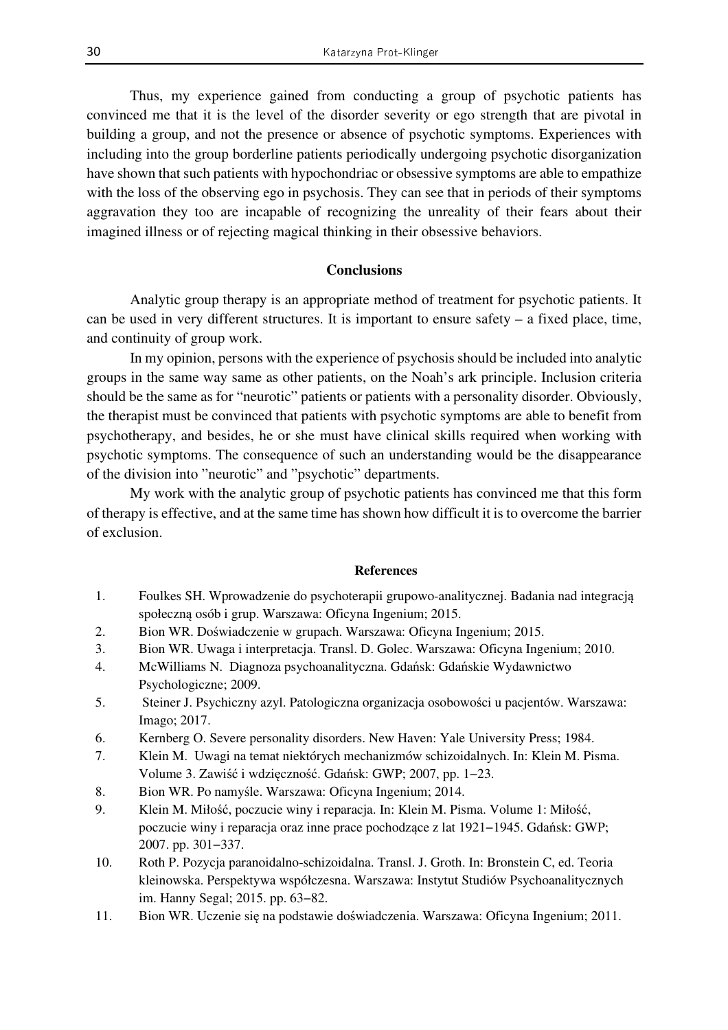Thus, my experience gained from conducting a group of psychotic patients has convinced me that it is the level of the disorder severity or ego strength that are pivotal in building a group, and not the presence or absence of psychotic symptoms. Experiences with including into the group borderline patients periodically undergoing psychotic disorganization have shown that such patients with hypochondriac or obsessive symptoms are able to empathize with the loss of the observing ego in psychosis. They can see that in periods of their symptoms aggravation they too are incapable of recognizing the unreality of their fears about their imagined illness or of rejecting magical thinking in their obsessive behaviors.

## Conclusions

Analytic group therapy is an appropriate method of treatment for psychotic patients. It can be used in very different structures. It is important to ensure safety – a fixed place, time, and continuity of group work.

In my opinion, persons with the experience of psychosis should be included into analytic groups in the same way same as other patients, on the Noah's ark principle. Inclusion criteria should be the same as for "neurotic" patients or patients with a personality disorder. Obviously, the therapist must be convinced that patients with psychotic symptoms are able to benefit from psychotherapy, and besides, he or she must have clinical skills required when working with psychotic symptoms. The consequence of such an understanding would be the disappearance of the division into "neurotic" and "psychotic" departments.

My work with the analytic group of psychotic patients has convinced me that this form of therapy is effective, and at the same time has shown how difficult it is to overcome the barrier of exclusion.

## References

1. Foulkes SH. Wprowadzenie do psychoterapii grupowo-analitycznej. Badania nad integracją społeczną osób i grup. Warszawa: Oficyna Ingenium; 2015.
2. Bion WR. Doświadczenie w grupach. Warszawa: Oficyna Ingenium; 2015.
3. Bion WR. Uwaga i interpretacja. Transl. D. Golec. Warszawa: Oficyna Ingenium; 2010.
4. McWilliams N. Diagnoza psychoanalityczna. Gdańsk: Gdańskie Wydawnictwo Psychologiczne; 2009.
5. Steiner J. Psychiczny azyl. Patologiczna organizacja osobowości u pacjentów. Warszawa: Imago; 2017.
6. Kernberg O. Severe personality disorders. New Haven: Yale University Press; 1984.
7. Klein M. Uwagi na temat niektórych mechanizmów schizoidalnych. In: Klein M. Pisma. Volume 3. Zawiść i wdzięczność. Gdańsk: GWP; 2007, pp. 1–23.
8. Bion WR. Po namyśle. Warszawa: Oficyna Ingenium; 2014.
9. Klein M. Miłość, poczucie winy i reparacja. In: Klein M. Pisma. Volume 1: Miłość, poczucie winy i reparacja oraz inne prace pochodzące z lat 1921–1945. Gdańsk: GWP; 2007. pp. 301–337.
10. Roth P. Pozycja paranoidalno-schizoidalna. Transl. J. Groth. In: Bronstein C, ed. Teoria kleinowska. Perspektywa współczesna. Warszawa: Instytut Studiów Psychoanalitycznych im. Hanny Segal; 2015. pp. 63–82.
11. Bion WR. Uczenie się na podstawie doświadczenia. Warszawa: Oficyna Ingenium; 2011.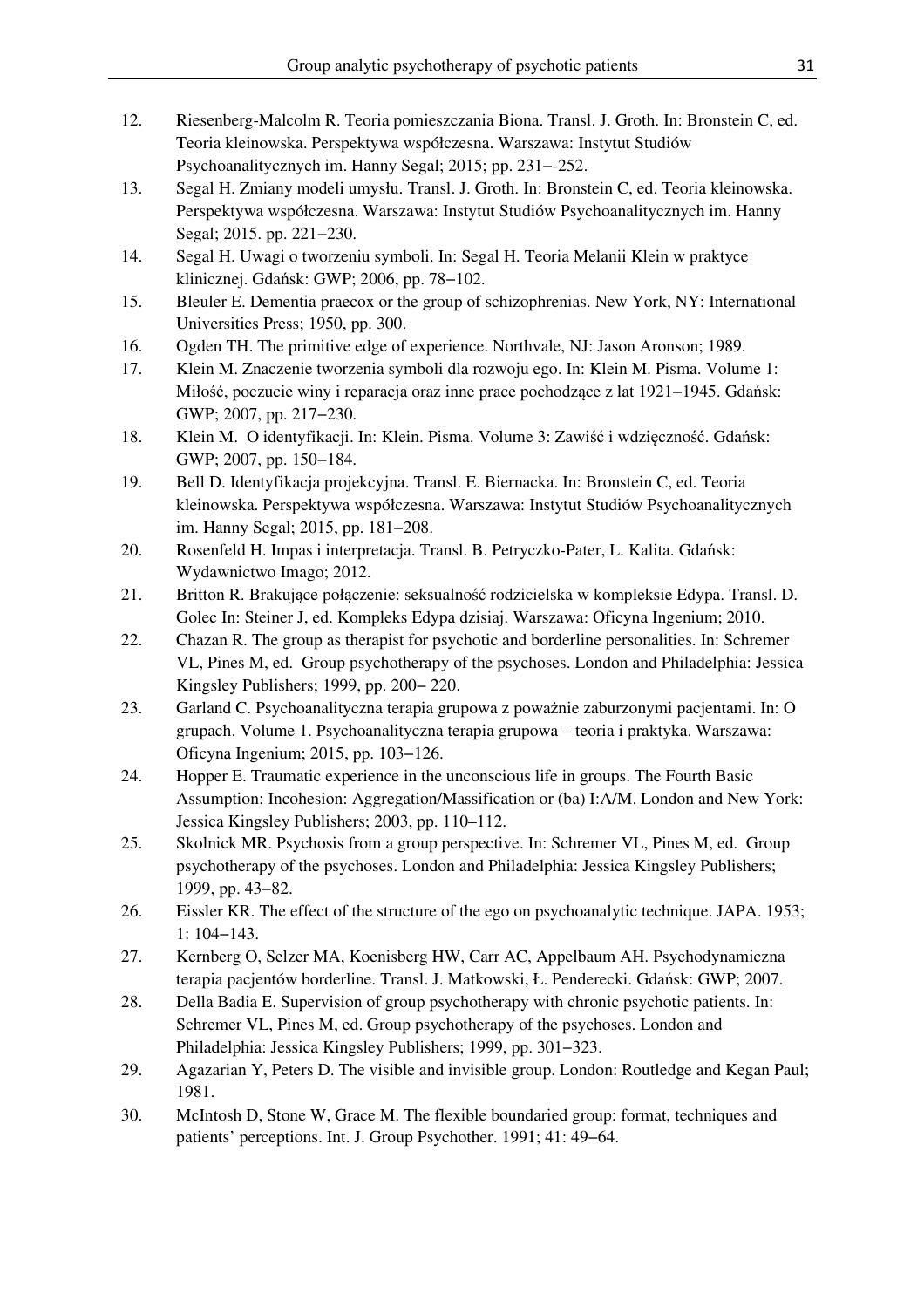12. Riesenberg-Malcolm R. Teoria pomieszczania Biona. Transl. J. Groth. In: Bronstein C, ed. Teoria kleinowska. Perspektywa współczesna. Warszawa: Instytut Studiów Psychoanalitycznych im. Hanny Segal; 2015; pp. 231–-252.
13. Segal H. Zmiany modeli umysłu. Transl. J. Groth. In: Bronstein C, ed. Teoria kleinowska. Perspektywa współczesna. Warszawa: Instytut Studiów Psychoanalitycznych im. Hanny Segal; 2015. pp. 221–230.
14. Segal H. Uwagi o tworzeniu symboli. In: Segal H. Teoria Melanii Klein w praktyce klinicznej. Gdańsk: GWP; 2006, pp. 78–102.
15. Bleuler E. Dementia praecox or the group of schizophrenias. New York, NY: International Universities Press; 1950, pp. 300.
16. Ogden TH. The primitive edge of experience. Northvale, NJ: Jason Aronson; 1989.
17. Klein M. Znaczenie tworzenia symboli dla rozwoju ego. In: Klein M. Pisma. Volume 1: Miłość, poczucie winy i reparacja oraz inne prace pochodzące z lat 1921–1945. Gdańsk: GWP; 2007, pp. 217–230.
18. Klein M. O identyfikacji. In: Klein. Pisma. Volume 3: Zawiść i wdzięczność. Gdańsk: GWP; 2007, pp. 150–184.
19. Bell D. Identyfikacja projekcyjna. Transl. E. Biernacka. In: Bronstein C, ed. Teoria kleinowska. Perspektywa współczesna. Warszawa: Instytut Studiów Psychoanalitycznych im. Hanny Segal; 2015, pp. 181–208.
20. Rosenfeld H. Impas i interpretacja. Transl. B. Petryczko-Pater, L. Kalita. Gdańsk: Wydawnictwo Imago; 2012.
21. Britton R. Brakujące połączenie: seksualność rodzicielska w kompleksie Edypa. Transl. D. Golec In: Steiner J, ed. Kompleks Edypa dzisiaj. Warszawa: Oficyna Ingenium; 2010.
22. Chazan R. The group as therapist for psychotic and borderline personalities. In: Schremer VL, Pines M, ed. Group psychotherapy of the psychoses. London and Philadelphia: Jessica Kingsley Publishers; 1999, pp. 200– 220.
23. Garland C. Psychoanalityczna terapia grupowa z poważnie zaburzonymi pacjentami. In: O grupach. Volume 1. Psychoanalityczna terapia grupowa – teoria i praktyka. Warszawa: Oficyna Ingenium; 2015, pp. 103–126.
24. Hopper E. Traumatic experience in the unconscious life in groups. The Fourth Basic Assumption: Incohesion: Aggregation/Massification or (ba) I:A/M. London and New York: Jessica Kingsley Publishers; 2003, pp. 110–112.
25. Skolnick MR. Psychosis from a group perspective. In: Schremer VL, Pines M, ed. Group psychotherapy of the psychoses. London and Philadelphia: Jessica Kingsley Publishers; 1999, pp. 43–82.
26. Eissler KR. The effect of the structure of the ego on psychoanalytic technique. JAPA. 1953; 1: 104–143.
27. Kernberg O, Selzer MA, Koenisberg HW, Carr AC, Appelbaum AH. Psychodynamiczna terapia pacjentów borderline. Transl. J. Matkowski, Ł. Penderecki. Gdańsk: GWP; 2007.
28. Della Badia E. Supervision of group psychotherapy with chronic psychotic patients. In: Schremer VL, Pines M, ed. Group psychotherapy of the psychoses. London and Philadelphia: Jessica Kingsley Publishers; 1999, pp. 301–323.
29. Agazarian Y, Peters D. The visible and invisible group. London: Routledge and Kegan Paul; 1981.
30. McIntosh D, Stone W, Grace M. The flexible boundaried group: format, techniques and patients' perceptions. Int. J. Group Psychother. 1991; 41: 49–64.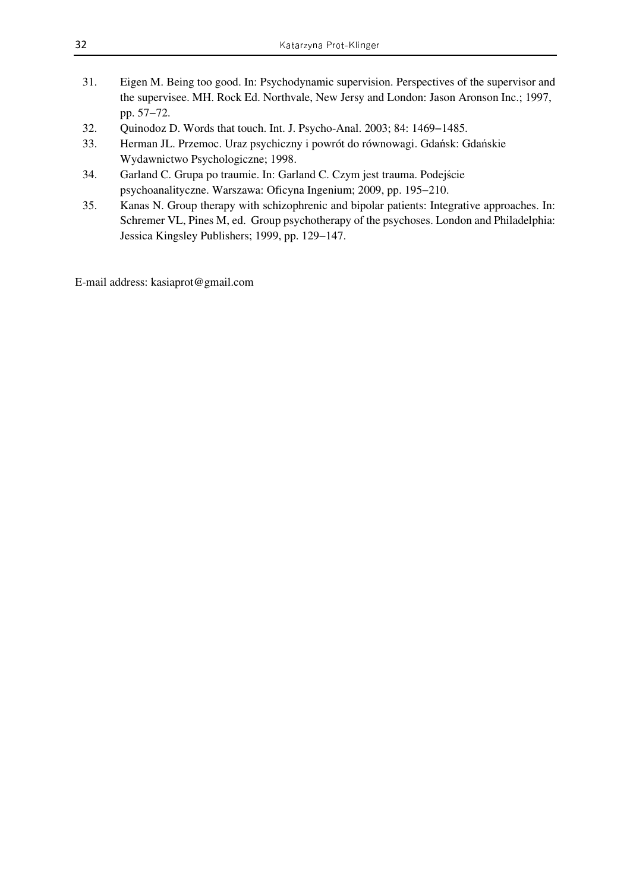31. Eigen M. Being too good. In: Psychodynamic supervision. Perspectives of the supervisor and the supervisee. MH. Rock Ed. Northvale, New Jersy and London: Jason Aronson Inc.; 1997, pp. 57–72.
32. Quinodoz D. Words that touch. Int. J. Psycho-Anal. 2003; 84: 1469–1485.
33. Herman JL. Przemoc. Uraz psychiczny i powrót do równowagi. Gdańsk: Gdańskie Wydawnictwo Psychologiczne; 1998.
34. Garland C. Grupa po traumie. In: Garland C. Czym jest trauma. Podejście psychoanalityczne. Warszawa: Oficyna Ingenium; 2009, pp. 195–210.
35. Kanas N. Group therapy with schizophrenic and bipolar patients: Integrative approaches. In: Schremer VL, Pines M, ed. Group psychotherapy of the psychoses. London and Philadelphia: Jessica Kingsley Publishers; 1999, pp. 129–147.

E-mail address: kasiaprot@gmail.com